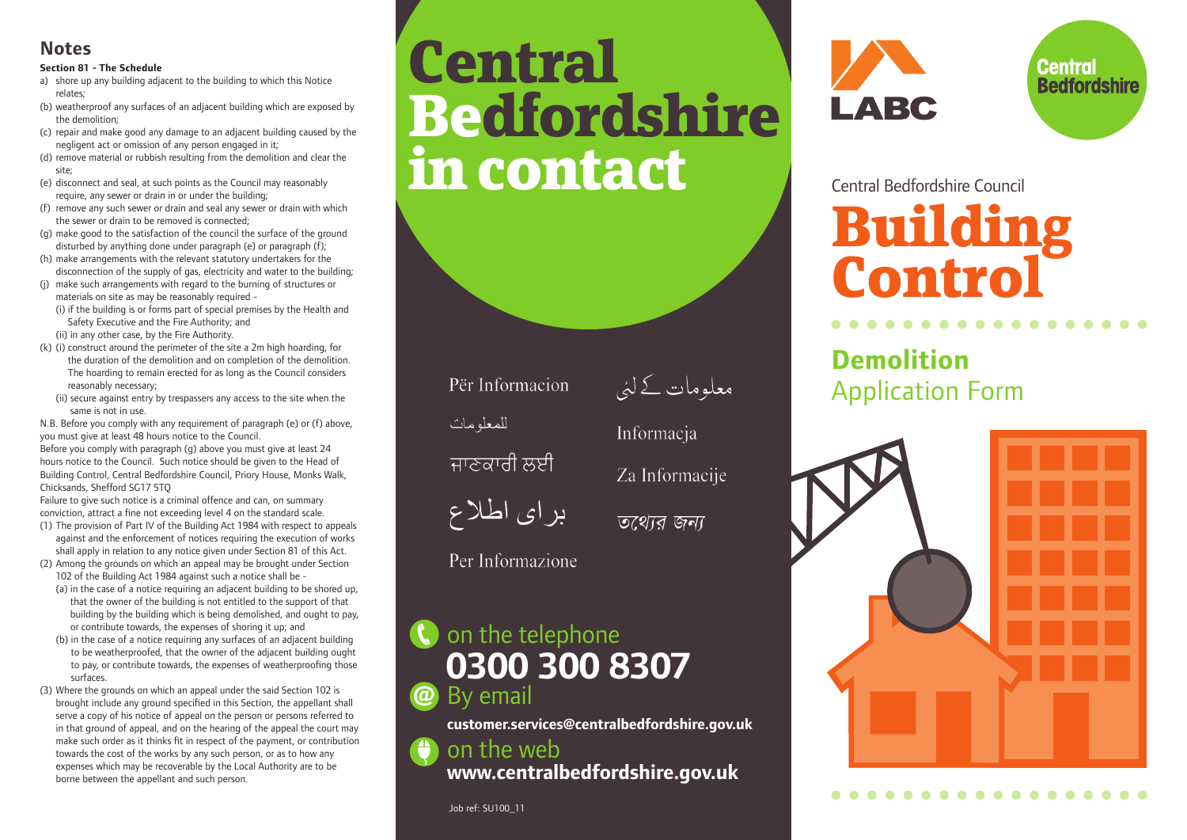## Notes

**Section 81 - The Schedule**

a) shore up any building adjacent to the building to which this Notice relates;
(b) weatherproof any surfaces of an adjacent building which are exposed by the demolition;
(c) repair and make good any damage to an adjacent building caused by the negligent act or omission of any person engaged in it;
(d) remove material or rubbish resulting from the demolition and clear the site;
(e) disconnect and seal, at such points as the Council may reasonably require, any sewer or drain in or under the building;
(f) remove any such sewer or drain and seal any sewer or drain with which the sewer or drain to be removed is connected;
(g) make good to the satisfaction of the council the surface of the ground disturbed by anything done under paragraph (e) or paragraph (f);
(h) make arrangements with the relevant statutory undertakers for the disconnection of the supply of gas, electricity and water to the building;
(j) make such arrangements with regard to the burning of structures or materials on site as may be reasonably required -
   (i) if the building is or forms part of special premises by the Health and Safety Executive and the Fire Authority; and
   (ii) in any other case, by the Fire Authority.
(k) (i) construct around the perimeter of the site a 2m high hoarding, for the duration of the demolition and on completion of the demolition. The hoarding to remain erected for as long as the Council considers reasonably necessary;
   (ii) secure against entry by trespassers any access to the site when the same is not in use.

N.B. Before you comply with any requirement of paragraph (e) or (f) above, you must give at least 48 hours notice to the Council.
Before you comply with paragraph (g) above you must give at least 24 hours notice to the Council. Such notice should be given to the Head of Building Control, Central Bedfordshire Council, Priory House, Monks Walk, Chicksands, Shefford SG17 5TQ
Failure to give such notice is a criminal offence and can, on summary conviction, attract a fine not exceeding level 4 on the standard scale.

(1) The provision of Part IV of the Building Act 1984 with respect to appeals against and the enforcement of notices requiring the execution of works shall apply in relation to any notice given under Section 81 of this Act.
(2) Among the grounds on which an appeal may be brought under Section 102 of the Building Act 1984 against such a notice shall be -
   (a) in the case of a notice requiring an adjacent building to be shored up, that the owner of the building is not entitled to the support of that building by the building which is being demolished, and ought to pay, or contribute towards, the expenses of shoring it up; and
   (b) in the case of a notice requiring any surfaces of an adjacent building to be weatherproofed, that the owner of the adjacent building ought to pay, or contribute towards, the expenses of weatherproofing those surfaces.
(3) Where the grounds on which an appeal under the said Section 102 is brought include any ground specified in this Section, the appellant shall serve a copy of his notice of appeal on the person or persons referred to in that ground of appeal, and on the hearing of the appeal the court may make such order as it thinks fit in respect of the payment, or contribution towards the cost of the works by any such person, or as to how any expenses which may be recoverable by the Local Authority are to be borne between the appellant and such person.

# Central Bedfordshire in contact

Për Informacion

معلومات کے لئے

للمعلومات

Informacja

ਜਾਣਕਾਰੀ ਲਈ

Za Informacije

برای اطلاع

তথ্যের জন্য

Per Informazione

on the telephone
**0300 300 8307**

By email
**customer.services@centralbedfordshire.gov.uk**

on the web
**www.centralbedfordshire.gov.uk**

Job ref: SU100_11

LABC

Central Bedfordshire

Central Bedfordshire Council

# Building Control

## Demolition
Application Form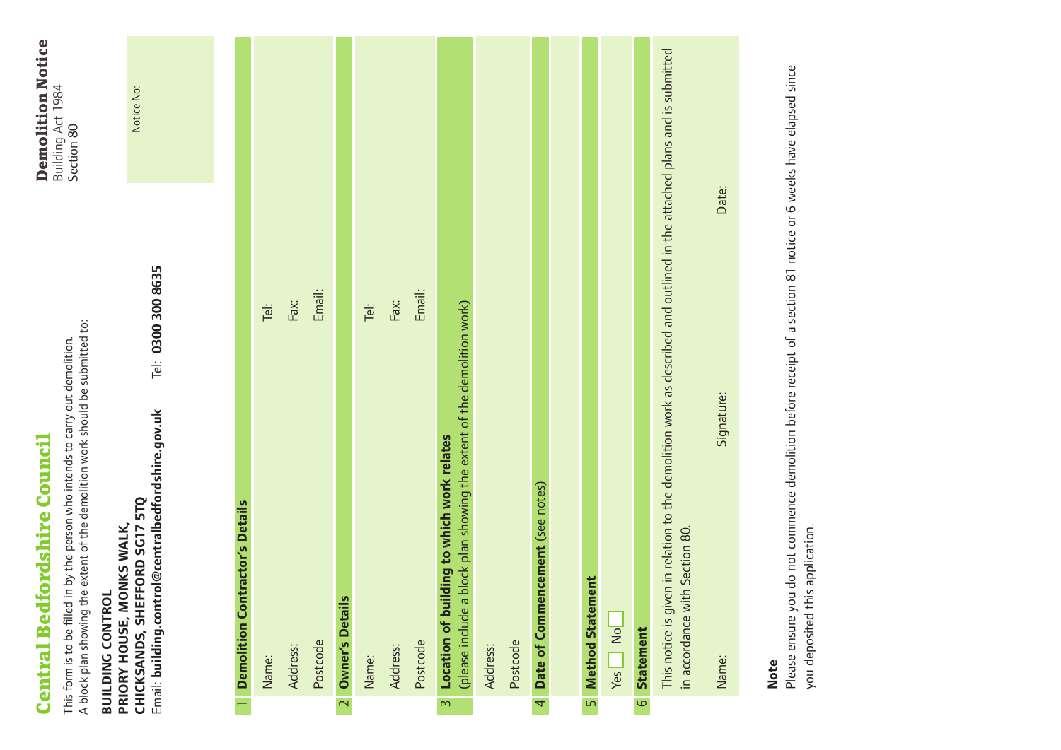# Central Bedfordshire Council

This form is to be filled in by the person who intends to carry out demolition.
A block plan showing the extent of the demolition work should be submitted to:

**BUILDING CONTROL**
**PRIORY HOUSE, MONKS WALK,**
**CHICKSANDS, SHEFFORD SG17 5TQ**
Email: **building.control@centralbedfordshire.gov.uk** Tel: **0300 300 8635**

## Demolition Notice

Building Act 1984
Section 80

Notice No:

### 1 Demolition Contractor's Details

Name: Tel:

Address: Fax:

Postcode Email:

### 2 Owner's Details

Name: Tel:

Address: Fax:

Postcode Email:

### 3 Location of building to which work relates

(please include a block plan showing the extent of the demolition work)

Address:

Postcode

### 4 Date of Commencement (see notes)

### 5 Method Statement

Yes ☐ No ☐

### 6 Statement

This notice is given in relation to the demolition work as described and outlined in the attached plans and is submitted in accordance with Section 80.

Name: Signature: Date:

**Note**

Please ensure you do not commence demolition before receipt of a section 81 notice or 6 weeks have elapsed since you deposited this application.